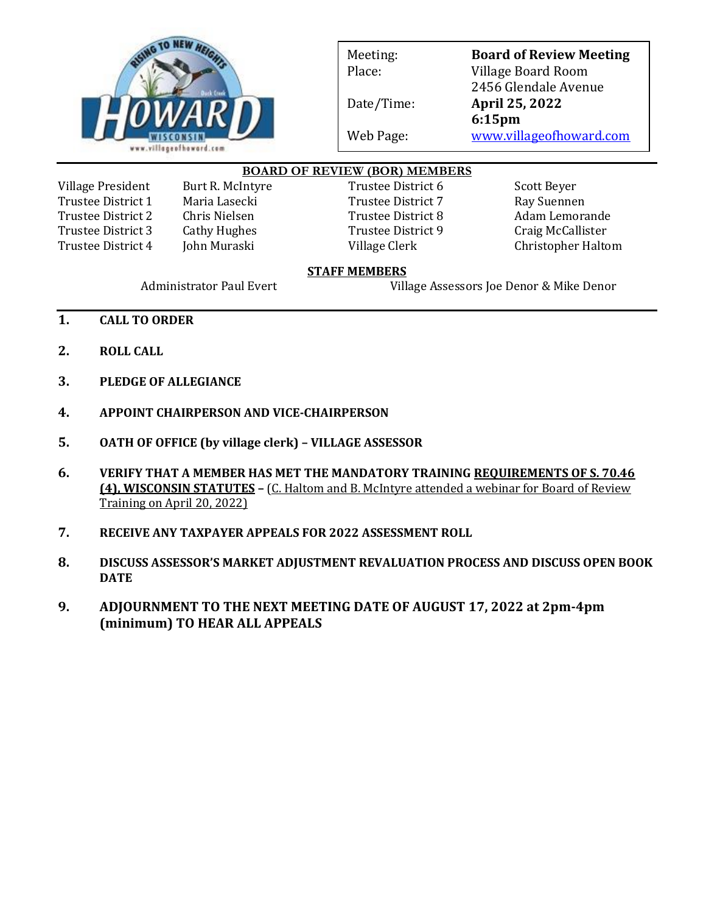| Meeting: | **Board of Review Meeting** |
|---|---|
| Place: | Village Board Room<br>2456 Glendale Avenue |
| Date/Time: | **April 25, 2022**<br>**6:15pm** |
| Web Page: | [www.villageofhoward.com](www.villageofhoward.com) |

## BOARD OF REVIEW (BOR) MEMBERS

| | | | |
|---|---|---|---|
| Village President | Burt R. McIntyre | Trustee District 6 | Scott Beyer |
| Trustee District 1 | Maria Lasecki | Trustee District 7 | Ray Suennen |
| Trustee District 2 | Chris Nielsen | Trustee District 8 | Adam Lemorande |
| Trustee District 3 | Cathy Hughes | Trustee District 9 | Craig McCallister |
| Trustee District 4 | John Muraski | Village Clerk | Christopher Haltom |

## STAFF MEMBERS

Administrator Paul Evert — Village Assessors Joe Denor & Mike Denor

1. **CALL TO ORDER**

2. **ROLL CALL**

3. **PLEDGE OF ALLEGIANCE**

4. **APPOINT CHAIRPERSON AND VICE-CHAIRPERSON**

5. **OATH OF OFFICE (by village clerk) – VILLAGE ASSESSOR**

6. **VERIFY THAT A MEMBER HAS MET THE MANDATORY TRAINING REQUIREMENTS OF S. 70.46 (4), WISCONSIN STATUTES –** (C. Haltom and B. McIntyre attended a webinar for Board of Review Training on April 20, 2022)

7. **RECEIVE ANY TAXPAYER APPEALS FOR 2022 ASSESSMENT ROLL**

8. **DISCUSS ASSESSOR'S MARKET ADJUSTMENT REVALUATION PROCESS AND DISCUSS OPEN BOOK DATE**

9. **ADJOURNMENT TO THE NEXT MEETING DATE OF AUGUST 17, 2022 at 2pm-4pm (minimum) TO HEAR ALL APPEALS**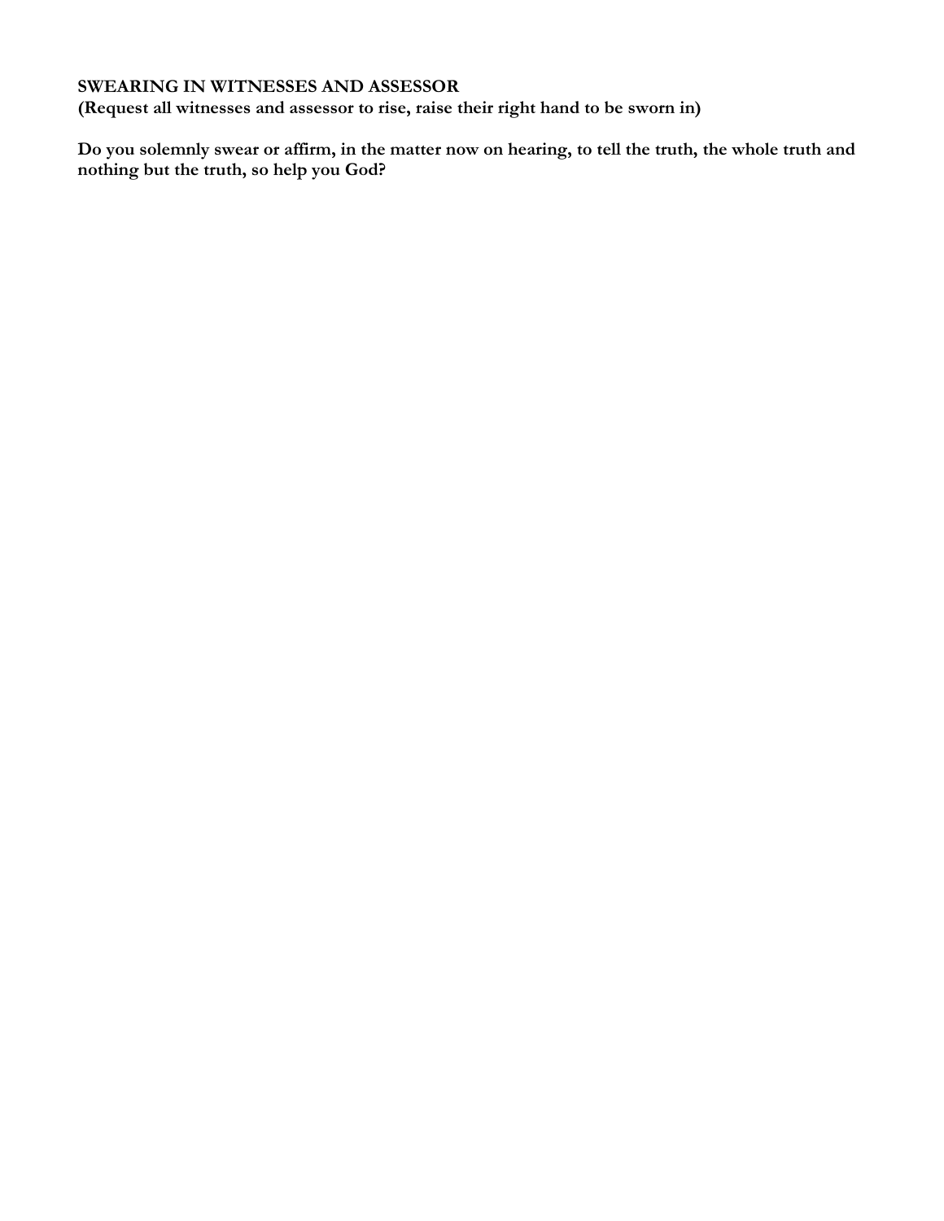**SWEARING IN WITNESSES AND ASSESSOR**
**(Request all witnesses and assessor to rise, raise their right hand to be sworn in)**

**Do you solemnly swear or affirm, in the matter now on hearing, to tell the truth, the whole truth and nothing but the truth, so help you God?**